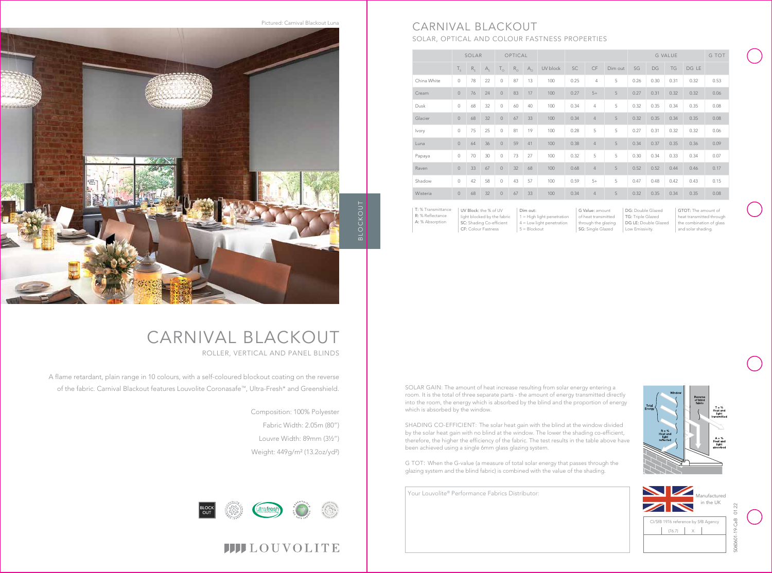Pictured: Carnival Blackout Luna

# CARNIVAL BLACKOUT

ROLLER, VERTICAL AND PANEL BLINDS

A flame retardant, plain range in 10 colours, with a self-coloured blockout coating on the reverse of the fabric. Carnival Blackout features Louvolite Coronasafe™, Ultra-Fresh* and Greenshield.

Composition: 100% Polyester

Fabric Width: 2.05m (80")

Louvre Width: 89mm (3½")

Weight: 449g/m² (13.2oz/yd²)

BLOCKOUT

LOUVOLITE

# CARNIVAL BLACKOUT

## SOLAR, OPTICAL AND COLOUR FASTNESS PROPERTIES

| | SOLAR | | | OPTICAL | | | | | | | G VALUE | | | | G TOT |
|---|---|---|---|---|---|---|---|---|---|---|---|---|---|---|---|
| | $T_S$ | $R_S$ | $A_S$ | $T_O$ | $R_O$ | $A_O$ | UV block | SC | CF | Dim out | SG | DG | TG | DG LE | |
| China White | 0 | 78 | 22 | 0 | 87 | 13 | 100 | 0.25 | 4 | 5 | 0.26 | 0.30 | 0.31 | 0.32 | 0.53 |
| Cream | 0 | 76 | 24 | 0 | 83 | 17 | 100 | 0.27 | 5+ | 5 | 0.27 | 0.31 | 0.32 | 0.32 | 0.06 |
| Dusk | 0 | 68 | 32 | 0 | 60 | 40 | 100 | 0.34 | 4 | 5 | 0.32 | 0.35 | 0.34 | 0.35 | 0.08 |
| Glacier | 0 | 68 | 32 | 0 | 67 | 33 | 100 | 0.34 | 4 | 5 | 0.32 | 0.35 | 0.34 | 0.35 | 0.08 |
| Ivory | 0 | 75 | 25 | 0 | 81 | 19 | 100 | 0.28 | 5 | 5 | 0.27 | 0.31 | 0.32 | 0.32 | 0.06 |
| Luna | 0 | 64 | 36 | 0 | 59 | 41 | 100 | 0.38 | 4 | 5 | 0.34 | 0.37 | 0.35 | 0.36 | 0.09 |
| Papaya | 0 | 70 | 30 | 0 | 73 | 27 | 100 | 0.32 | 5 | 5 | 0.30 | 0.34 | 0.33 | 0.34 | 0.07 |
| Raven | 0 | 33 | 67 | 0 | 32 | 68 | 100 | 0.68 | 4 | 5 | 0.52 | 0.52 | 0.44 | 0.46 | 0.17 |
| Shadow | 0 | 42 | 58 | 0 | 43 | 57 | 100 | 0.59 | 5+ | 5 | 0.47 | 0.48 | 0.42 | 0.43 | 0.15 |
| Wisteria | 0 | 68 | 32 | 0 | 67 | 33 | 100 | 0.34 | 4 | 5 | 0.32 | 0.35 | 0.34 | 0.35 | 0.08 |

**T:** % Transmittance
**R:** % Reflectance
**A:** % Absorption

**UV Block:** the % of UV light blocked by the fabric
**SC:** Shading Co-efficient
**CF:** Colour Fastness

**Dim out:**
1 = High light penetration
4 = Low light penetration
5 = Blockout

**G Value:** amount of heat transmitted through the glazing
**SG:** Single Glazed

**DG:** Double Glazed
**TG:** Triple Glazed
**DG LE:** Double Glazed Low Emissivity.

**GTOT:** The amount of heat transmitted through the combination of glass and solar shading.

SOLAR GAIN: The amount of heat increase resulting from solar energy entering a room. It is the total of three separate parts - the amount of energy transmitted directly into the room, the energy which is absorbed by the blind and the proportion of energy which is absorbed by the window.

SHADING CO-EFFICIENT: The solar heat gain with the blind at the window divided by the solar heat gain with no blind at the window. The lower the shading co-efficient, therefore, the higher the efficiency of the fabric. The test results in the table above have been achieved using a single 6mm glass glazing system.

G TOT: When the G-value (a measure of total solar energy that passes through the glazing system and the blind fabric) is combined with the value of the shading.

Window — Total Energy — Reverse of blind fabric — T = % Heat and light transmitted — R = % Heat and light reflected — A = % Heat and light absorbed

Your Louvolite® Performance Fabrics Distributor:

Manufactured in the UK

CI/SfB 1976 reference by SfB Agency

| (76.7) | X |
|---|---|

S06001-19-CsB 01.22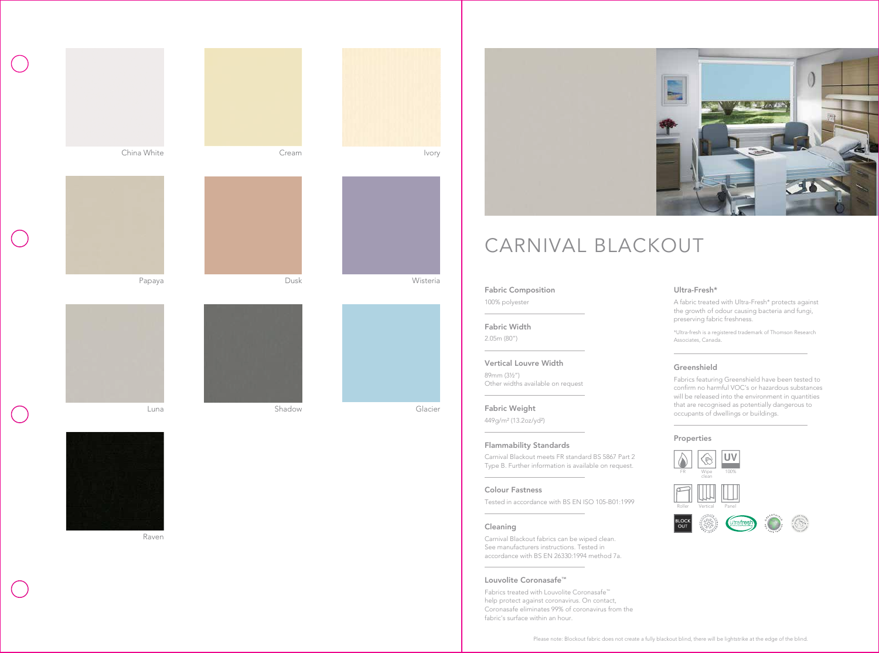China White

Cream

Ivory

Papaya

Dusk

Wisteria

Luna

Shadow

Glacier

Raven

# CARNIVAL BLACKOUT

### Fabric Composition

100% polyester

### Fabric Width

2.05m (80")

### Vertical Louvre Width

89mm (3½")
Other widths available on request

### Fabric Weight

449g/m² (13.2oz/yd²)

### Flammability Standards

Carnival Blackout meets FR standard BS 5867 Part 2 Type B. Further information is available on request.

### Colour Fastness

Tested in accordance with BS EN ISO 105-B01:1999

### Cleaning

Carnival Blackout fabrics can be wiped clean. See manufacturers instructions. Tested in accordance with BS EN 26330:1994 method 7a.

### Louvolite Coronasafe™

Fabrics treated with Louvolite Coronasafe™ help protect against coronavirus. On contact, Coronasafe eliminates 99% of coronavirus from the fabric's surface within an hour.

### Ultra-Fresh*

A fabric treated with Ultra-Fresh* protects against the growth of odour causing bacteria and fungi, preserving fabric freshness.

*Ultra-fresh is a registered trademark of Thomson Research Associates, Canada.

### Greenshield

Fabrics featuring Greenshield have been tested to confirm no harmful VOC's or hazardous substances will be released into the environment in quantities that are recognised as potentially dangerous to occupants of dwellings or buildings.

### Properties

FR
Wipe clean
UV 100%
Roller
Vertical
Panel
BLOCK OUT

Please note: Blockout fabric does not create a fully blackout blind, there will be lightstrike at the edge of the blind.